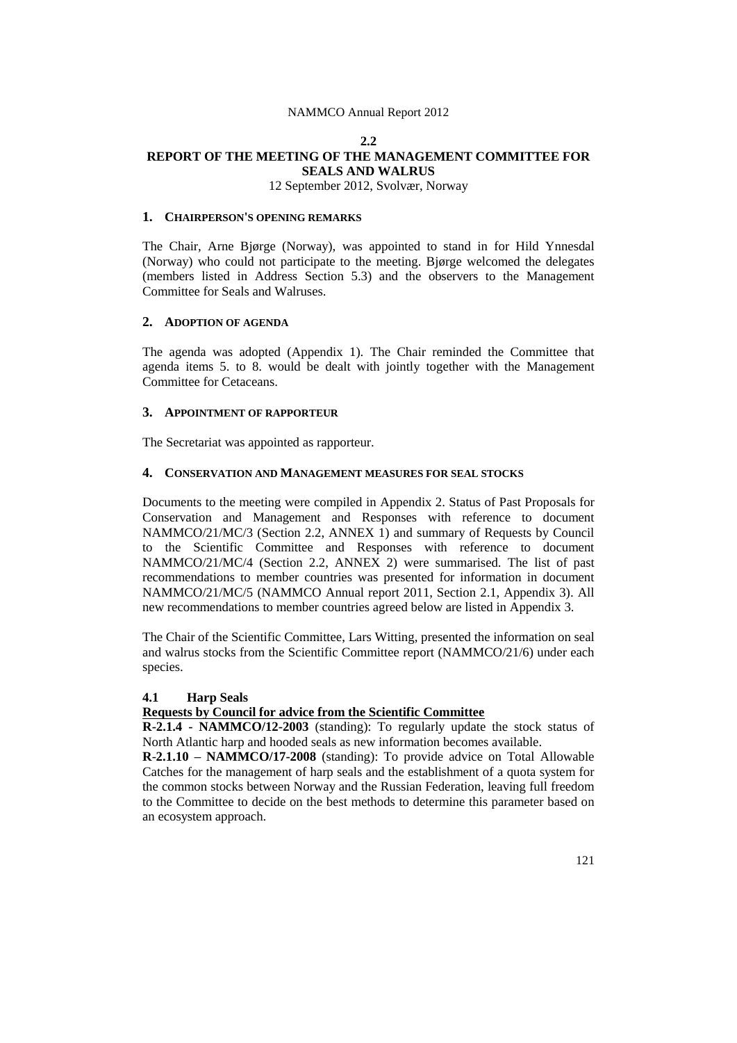## 2.2

# REPORT OF THE MEETING OF THE MANAGEMENT COMMITTEE FOR SEALS AND WALRUS

12 September 2012, Svolvær, Norway

## 1. CHAIRPERSON'S OPENING REMARKS

The Chair, Arne Bjørge (Norway), was appointed to stand in for Hild Ynnesdal (Norway) who could not participate to the meeting. Bjørge welcomed the delegates (members listed in Address Section 5.3) and the observers to the Management Committee for Seals and Walruses.

## 2. ADOPTION OF AGENDA

The agenda was adopted (Appendix 1). The Chair reminded the Committee that agenda items 5. to 8. would be dealt with jointly together with the Management Committee for Cetaceans.

## 3. APPOINTMENT OF RAPPORTEUR

The Secretariat was appointed as rapporteur.

## 4. CONSERVATION AND MANAGEMENT MEASURES FOR SEAL STOCKS

Documents to the meeting were compiled in Appendix 2. Status of Past Proposals for Conservation and Management and Responses with reference to document NAMMCO/21/MC/3 (Section 2.2, ANNEX 1) and summary of Requests by Council to the Scientific Committee and Responses with reference to document NAMMCO/21/MC/4 (Section 2.2, ANNEX 2) were summarised. The list of past recommendations to member countries was presented for information in document NAMMCO/21/MC/5 (NAMMCO Annual report 2011, Section 2.1, Appendix 3). All new recommendations to member countries agreed below are listed in Appendix 3.

The Chair of the Scientific Committee, Lars Witting, presented the information on seal and walrus stocks from the Scientific Committee report (NAMMCO/21/6) under each species.

### 4.1 Harp Seals

**Requests by Council for advice from the Scientific Committee**

**R-2.1.4 - NAMMCO/12-2003** (standing): To regularly update the stock status of North Atlantic harp and hooded seals as new information becomes available.

**R-2.1.10 – NAMMCO/17-2008** (standing): To provide advice on Total Allowable Catches for the management of harp seals and the establishment of a quota system for the common stocks between Norway and the Russian Federation, leaving full freedom to the Committee to decide on the best methods to determine this parameter based on an ecosystem approach.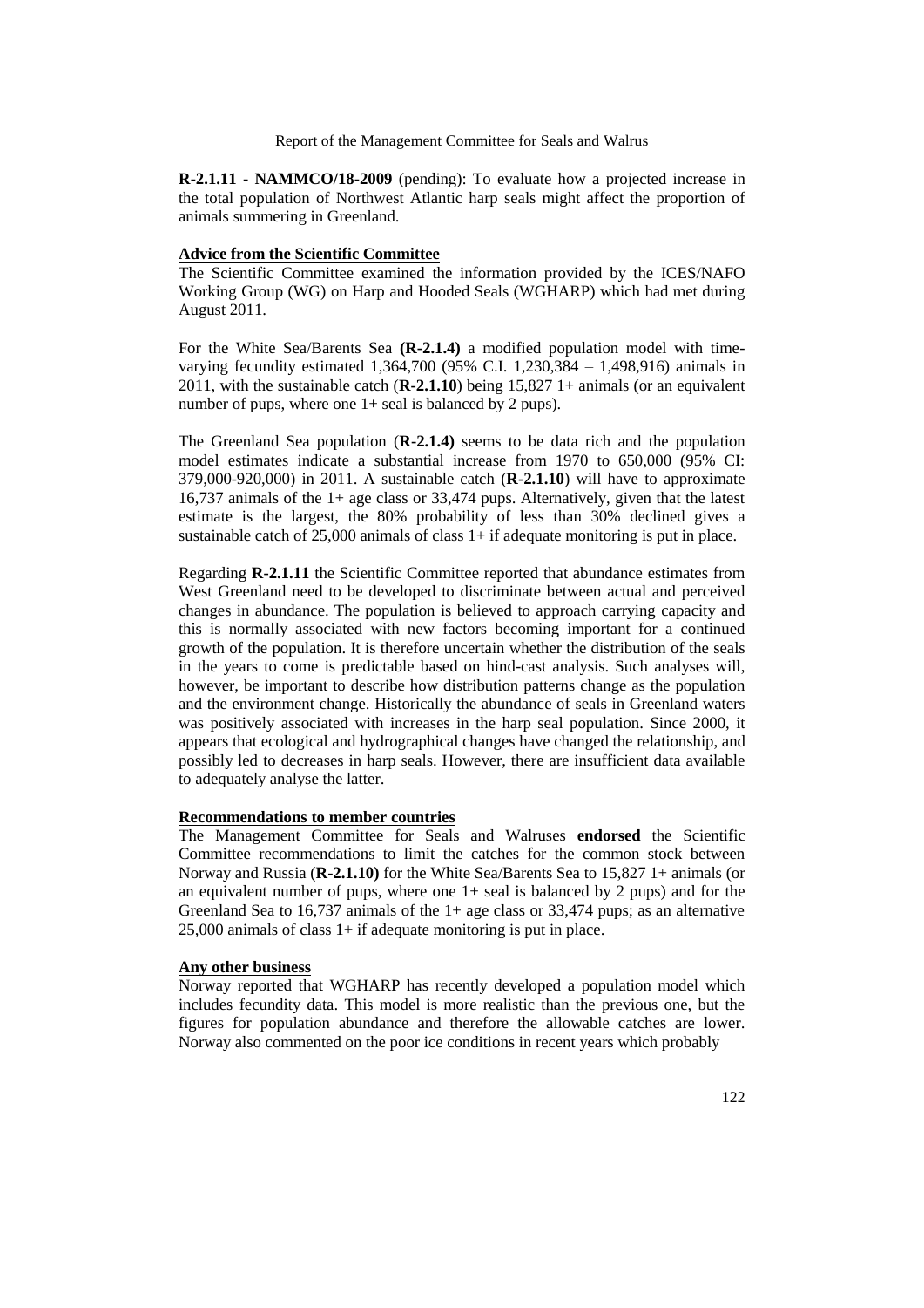**R-2.1.11 - NAMMCO/18-2009** (pending): To evaluate how a projected increase in the total population of Northwest Atlantic harp seals might affect the proportion of animals summering in Greenland.

**Advice from the Scientific Committee**

The Scientific Committee examined the information provided by the ICES/NAFO Working Group (WG) on Harp and Hooded Seals (WGHARP) which had met during August 2011.

For the White Sea/Barents Sea **(R-2.1.4)** a modified population model with time-varying fecundity estimated 1,364,700 (95% C.I. 1,230,384 – 1,498,916) animals in 2011, with the sustainable catch (**R-2.1.10**) being 15,827 1+ animals (or an equivalent number of pups, where one 1+ seal is balanced by 2 pups).

The Greenland Sea population (**R-2.1.4)** seems to be data rich and the population model estimates indicate a substantial increase from 1970 to 650,000 (95% CI: 379,000-920,000) in 2011. A sustainable catch (**R-2.1.10**) will have to approximate 16,737 animals of the 1+ age class or 33,474 pups. Alternatively, given that the latest estimate is the largest, the 80% probability of less than 30% declined gives a sustainable catch of 25,000 animals of class 1+ if adequate monitoring is put in place.

Regarding **R-2.1.11** the Scientific Committee reported that abundance estimates from West Greenland need to be developed to discriminate between actual and perceived changes in abundance. The population is believed to approach carrying capacity and this is normally associated with new factors becoming important for a continued growth of the population. It is therefore uncertain whether the distribution of the seals in the years to come is predictable based on hind-cast analysis. Such analyses will, however, be important to describe how distribution patterns change as the population and the environment change. Historically the abundance of seals in Greenland waters was positively associated with increases in the harp seal population. Since 2000, it appears that ecological and hydrographical changes have changed the relationship, and possibly led to decreases in harp seals. However, there are insufficient data available to adequately analyse the latter.

**Recommendations to member countries**

The Management Committee for Seals and Walruses **endorsed** the Scientific Committee recommendations to limit the catches for the common stock between Norway and Russia (**R-2.1.10)** for the White Sea/Barents Sea to 15,827 1+ animals (or an equivalent number of pups, where one 1+ seal is balanced by 2 pups) and for the Greenland Sea to 16,737 animals of the 1+ age class or 33,474 pups; as an alternative 25,000 animals of class 1+ if adequate monitoring is put in place.

**Any other business**

Norway reported that WGHARP has recently developed a population model which includes fecundity data. This model is more realistic than the previous one, but the figures for population abundance and therefore the allowable catches are lower. Norway also commented on the poor ice conditions in recent years which probably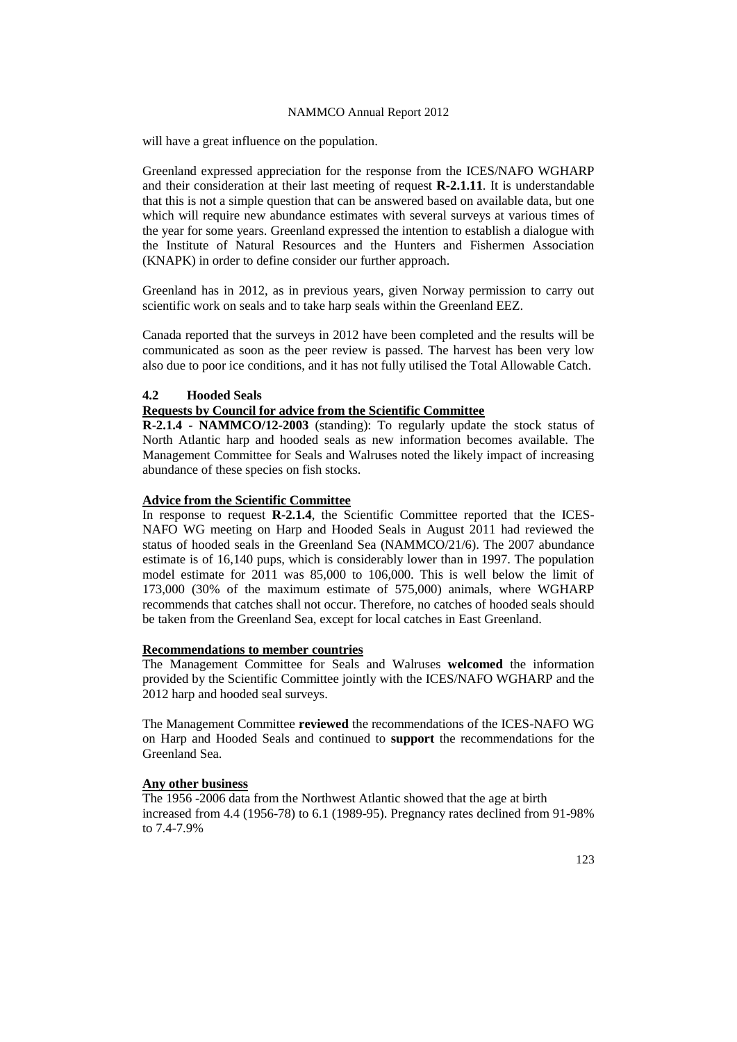will have a great influence on the population.

Greenland expressed appreciation for the response from the ICES/NAFO WGHARP and their consideration at their last meeting of request **R-2.1.11**. It is understandable that this is not a simple question that can be answered based on available data, but one which will require new abundance estimates with several surveys at various times of the year for some years. Greenland expressed the intention to establish a dialogue with the Institute of Natural Resources and the Hunters and Fishermen Association (KNAPK) in order to define consider our further approach.

Greenland has in 2012, as in previous years, given Norway permission to carry out scientific work on seals and to take harp seals within the Greenland EEZ.

Canada reported that the surveys in 2012 have been completed and the results will be communicated as soon as the peer review is passed. The harvest has been very low also due to poor ice conditions, and it has not fully utilised the Total Allowable Catch.

### 4.2 Hooded Seals

**Requests by Council for advice from the Scientific Committee**

**R-2.1.4 - NAMMCO/12-2003** (standing): To regularly update the stock status of North Atlantic harp and hooded seals as new information becomes available. The Management Committee for Seals and Walruses noted the likely impact of increasing abundance of these species on fish stocks.

**Advice from the Scientific Committee**

In response to request **R-2.1.4**, the Scientific Committee reported that the ICES-NAFO WG meeting on Harp and Hooded Seals in August 2011 had reviewed the status of hooded seals in the Greenland Sea (NAMMCO/21/6). The 2007 abundance estimate is of 16,140 pups, which is considerably lower than in 1997. The population model estimate for 2011 was 85,000 to 106,000. This is well below the limit of 173,000 (30% of the maximum estimate of 575,000) animals, where WGHARP recommends that catches shall not occur. Therefore, no catches of hooded seals should be taken from the Greenland Sea, except for local catches in East Greenland.

**Recommendations to member countries**

The Management Committee for Seals and Walruses **welcomed** the information provided by the Scientific Committee jointly with the ICES/NAFO WGHARP and the 2012 harp and hooded seal surveys.

The Management Committee **reviewed** the recommendations of the ICES-NAFO WG on Harp and Hooded Seals and continued to **support** the recommendations for the Greenland Sea.

**Any other business**

The 1956 -2006 data from the Northwest Atlantic showed that the age at birth increased from 4.4 (1956-78) to 6.1 (1989-95). Pregnancy rates declined from 91-98% to 7.4-7.9%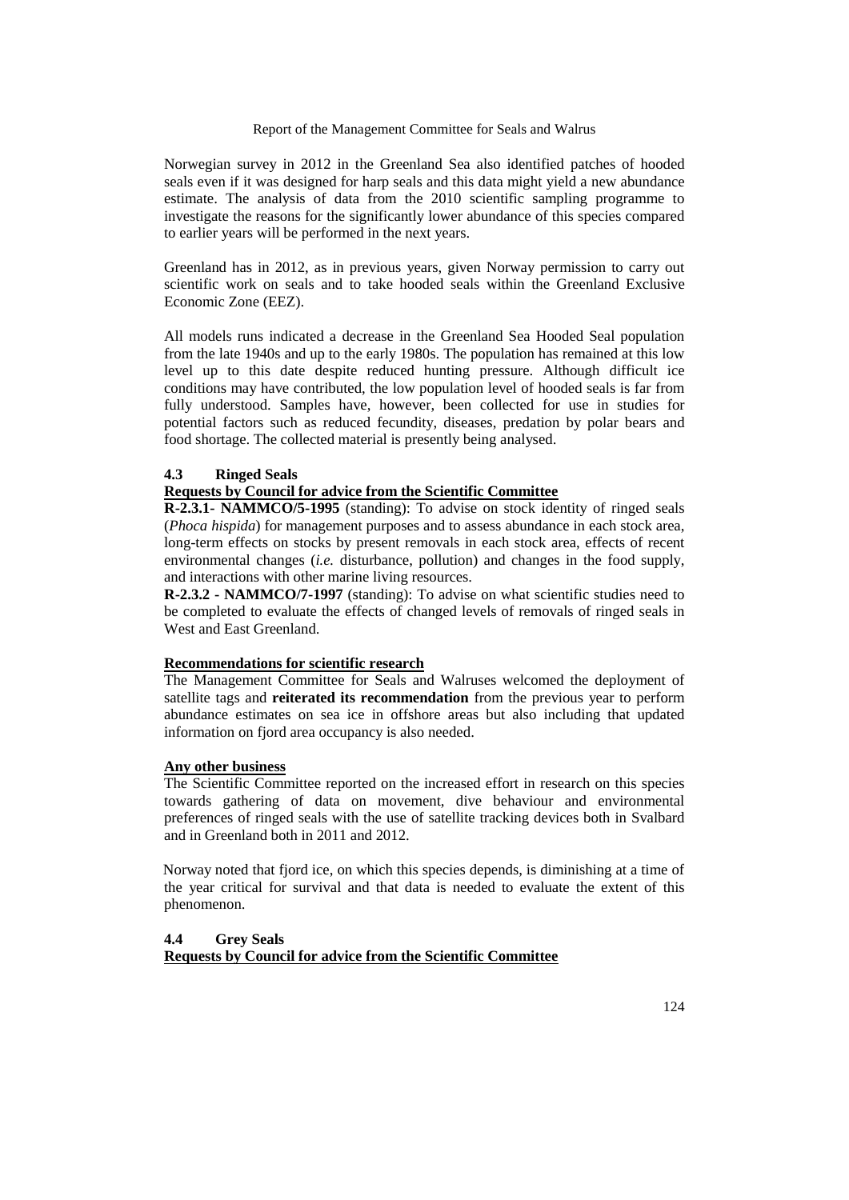Norwegian survey in 2012 in the Greenland Sea also identified patches of hooded seals even if it was designed for harp seals and this data might yield a new abundance estimate. The analysis of data from the 2010 scientific sampling programme to investigate the reasons for the significantly lower abundance of this species compared to earlier years will be performed in the next years.

Greenland has in 2012, as in previous years, given Norway permission to carry out scientific work on seals and to take hooded seals within the Greenland Exclusive Economic Zone (EEZ).

All models runs indicated a decrease in the Greenland Sea Hooded Seal population from the late 1940s and up to the early 1980s. The population has remained at this low level up to this date despite reduced hunting pressure. Although difficult ice conditions may have contributed, the low population level of hooded seals is far from fully understood. Samples have, however, been collected for use in studies for potential factors such as reduced fecundity, diseases, predation by polar bears and food shortage. The collected material is presently being analysed.

### 4.3 Ringed Seals

**Requests by Council for advice from the Scientific Committee**

**R-2.3.1- NAMMCO/5-1995** (standing): To advise on stock identity of ringed seals (*Phoca hispida*) for management purposes and to assess abundance in each stock area, long-term effects on stocks by present removals in each stock area, effects of recent environmental changes (*i.e.* disturbance, pollution) and changes in the food supply, and interactions with other marine living resources.

**R-2.3.2 - NAMMCO/7-1997** (standing): To advise on what scientific studies need to be completed to evaluate the effects of changed levels of removals of ringed seals in West and East Greenland.

**Recommendations for scientific research**

The Management Committee for Seals and Walruses welcomed the deployment of satellite tags and **reiterated its recommendation** from the previous year to perform abundance estimates on sea ice in offshore areas but also including that updated information on fjord area occupancy is also needed.

**Any other business**

The Scientific Committee reported on the increased effort in research on this species towards gathering of data on movement, dive behaviour and environmental preferences of ringed seals with the use of satellite tracking devices both in Svalbard and in Greenland both in 2011 and 2012.

Norway noted that fjord ice, on which this species depends, is diminishing at a time of the year critical for survival and that data is needed to evaluate the extent of this phenomenon.

### 4.4 Grey Seals

**Requests by Council for advice from the Scientific Committee**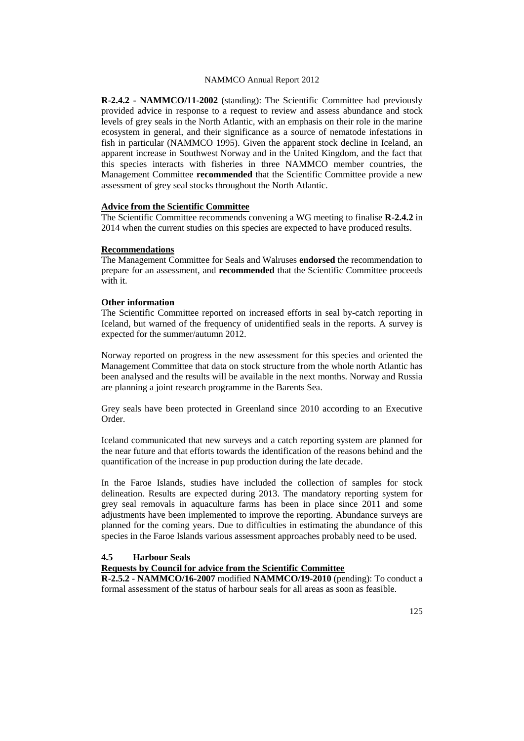**R-2.4.2 - NAMMCO/11-2002** (standing): The Scientific Committee had previously provided advice in response to a request to review and assess abundance and stock levels of grey seals in the North Atlantic, with an emphasis on their role in the marine ecosystem in general, and their significance as a source of nematode infestations in fish in particular (NAMMCO 1995). Given the apparent stock decline in Iceland, an apparent increase in Southwest Norway and in the United Kingdom, and the fact that this species interacts with fisheries in three NAMMCO member countries, the Management Committee **recommended** that the Scientific Committee provide a new assessment of grey seal stocks throughout the North Atlantic.

**Advice from the Scientific Committee**

The Scientific Committee recommends convening a WG meeting to finalise **R-2.4.2** in 2014 when the current studies on this species are expected to have produced results.

**Recommendations**

The Management Committee for Seals and Walruses **endorsed** the recommendation to prepare for an assessment, and **recommended** that the Scientific Committee proceeds with it.

**Other information**

The Scientific Committee reported on increased efforts in seal by-catch reporting in Iceland, but warned of the frequency of unidentified seals in the reports. A survey is expected for the summer/autumn 2012.

Norway reported on progress in the new assessment for this species and oriented the Management Committee that data on stock structure from the whole north Atlantic has been analysed and the results will be available in the next months. Norway and Russia are planning a joint research programme in the Barents Sea.

Grey seals have been protected in Greenland since 2010 according to an Executive Order.

Iceland communicated that new surveys and a catch reporting system are planned for the near future and that efforts towards the identification of the reasons behind and the quantification of the increase in pup production during the late decade.

In the Faroe Islands, studies have included the collection of samples for stock delineation. Results are expected during 2013. The mandatory reporting system for grey seal removals in aquaculture farms has been in place since 2011 and some adjustments have been implemented to improve the reporting. Abundance surveys are planned for the coming years. Due to difficulties in estimating the abundance of this species in the Faroe Islands various assessment approaches probably need to be used.

## 4.5 Harbour Seals

**Requests by Council for advice from the Scientific Committee**

**R-2.5.2 - NAMMCO/16-2007** modified **NAMMCO/19-2010** (pending): To conduct a formal assessment of the status of harbour seals for all areas as soon as feasible.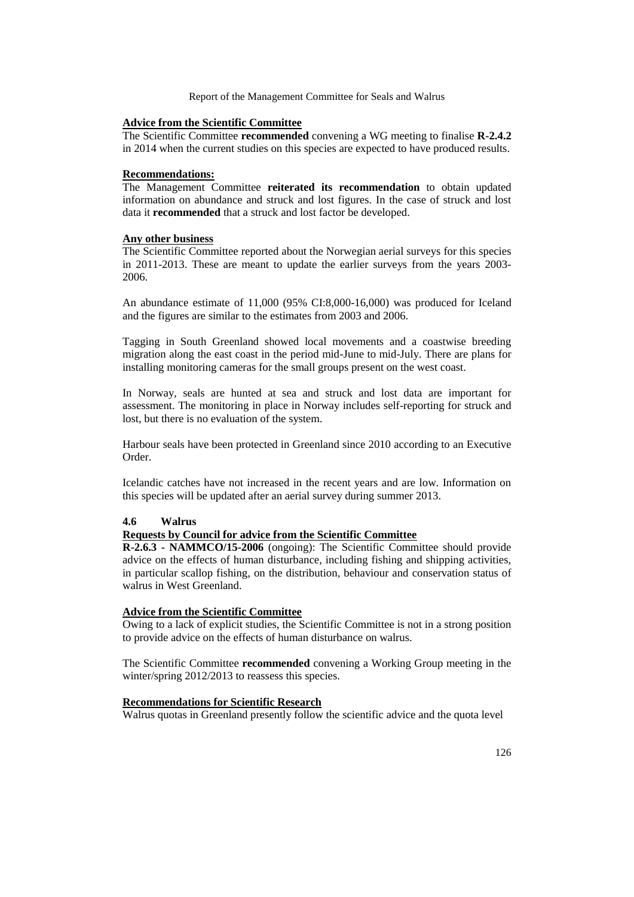**Advice from the Scientific Committee**

The Scientific Committee **recommended** convening a WG meeting to finalise **R-2.4.2** in 2014 when the current studies on this species are expected to have produced results.

**Recommendations:**

The Management Committee **reiterated its recommendation** to obtain updated information on abundance and struck and lost figures. In the case of struck and lost data it **recommended** that a struck and lost factor be developed.

**Any other business**

The Scientific Committee reported about the Norwegian aerial surveys for this species in 2011-2013. These are meant to update the earlier surveys from the years 2003-2006.

An abundance estimate of 11,000 (95% CI:8,000-16,000) was produced for Iceland and the figures are similar to the estimates from 2003 and 2006.

Tagging in South Greenland showed local movements and a coastwise breeding migration along the east coast in the period mid-June to mid-July. There are plans for installing monitoring cameras for the small groups present on the west coast.

In Norway, seals are hunted at sea and struck and lost data are important for assessment. The monitoring in place in Norway includes self-reporting for struck and lost, but there is no evaluation of the system.

Harbour seals have been protected in Greenland since 2010 according to an Executive Order.

Icelandic catches have not increased in the recent years and are low. Information on this species will be updated after an aerial survey during summer 2013.

### 4.6 Walrus

**Requests by Council for advice from the Scientific Committee**

**R-2.6.3 - NAMMCO/15-2006** (ongoing): The Scientific Committee should provide advice on the effects of human disturbance, including fishing and shipping activities, in particular scallop fishing, on the distribution, behaviour and conservation status of walrus in West Greenland.

**Advice from the Scientific Committee**

Owing to a lack of explicit studies, the Scientific Committee is not in a strong position to provide advice on the effects of human disturbance on walrus.

The Scientific Committee **recommended** convening a Working Group meeting in the winter/spring 2012/2013 to reassess this species.

**Recommendations for Scientific Research**

Walrus quotas in Greenland presently follow the scientific advice and the quota level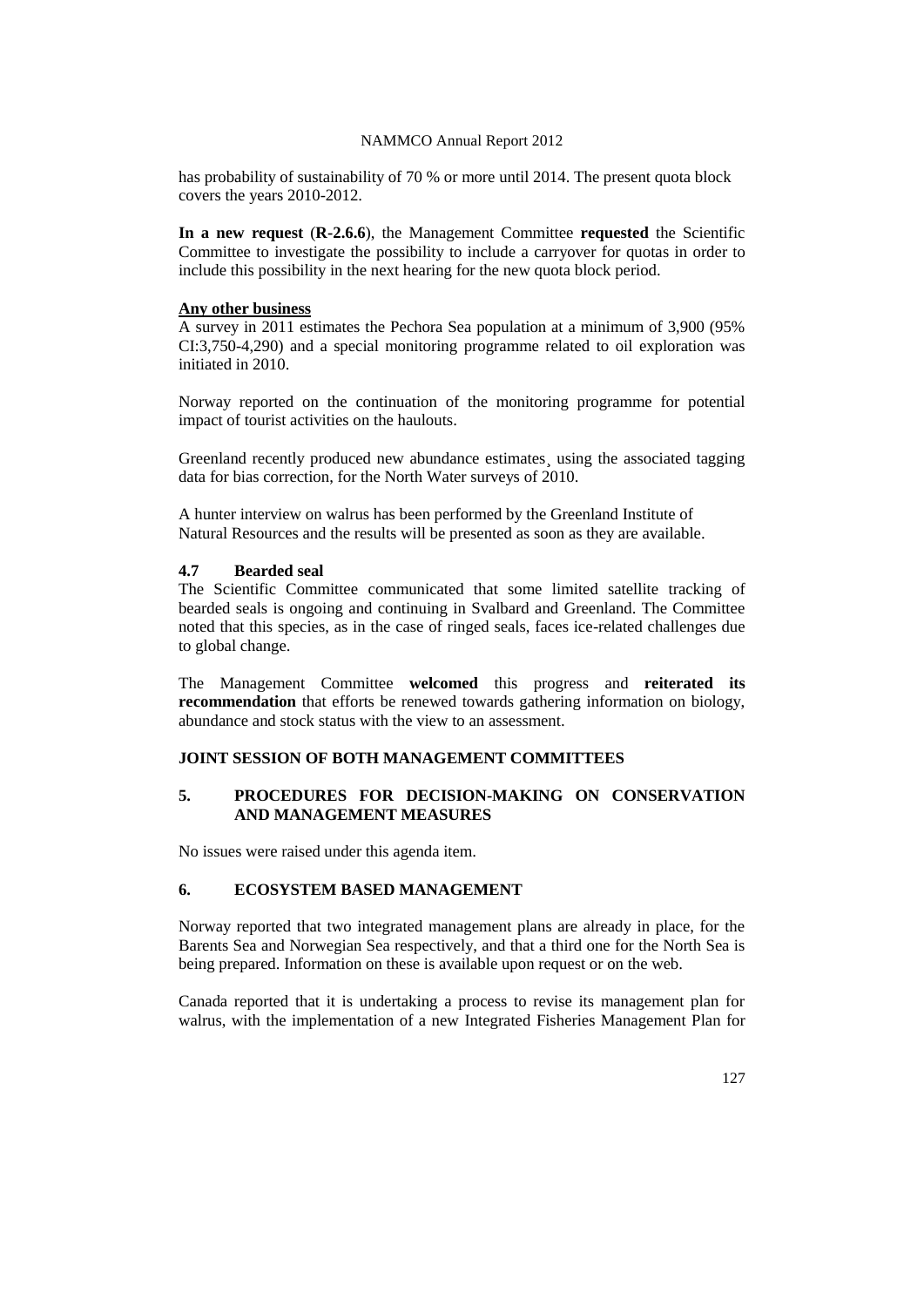has probability of sustainability of 70 % or more until 2014. The present quota block covers the years 2010-2012.

**In a new request** (**R-2.6.6**), the Management Committee **requested** the Scientific Committee to investigate the possibility to include a carryover for quotas in order to include this possibility in the next hearing for the new quota block period.

**Any other business**

A survey in 2011 estimates the Pechora Sea population at a minimum of 3,900 (95% CI:3,750-4,290) and a special monitoring programme related to oil exploration was initiated in 2010.

Norway reported on the continuation of the monitoring programme for potential impact of tourist activities on the haulouts.

Greenland recently produced new abundance estimates¸ using the associated tagging data for bias correction, for the North Water surveys of 2010.

A hunter interview on walrus has been performed by the Greenland Institute of Natural Resources and the results will be presented as soon as they are available.

### 4.7 Bearded seal

The Scientific Committee communicated that some limited satellite tracking of bearded seals is ongoing and continuing in Svalbard and Greenland. The Committee noted that this species, as in the case of ringed seals, faces ice-related challenges due to global change.

The Management Committee **welcomed** this progress and **reiterated its recommendation** that efforts be renewed towards gathering information on biology, abundance and stock status with the view to an assessment.

## JOINT SESSION OF BOTH MANAGEMENT COMMITTEES

## 5. PROCEDURES FOR DECISION-MAKING ON CONSERVATION AND MANAGEMENT MEASURES

No issues were raised under this agenda item.

## 6. ECOSYSTEM BASED MANAGEMENT

Norway reported that two integrated management plans are already in place, for the Barents Sea and Norwegian Sea respectively, and that a third one for the North Sea is being prepared. Information on these is available upon request or on the web.

Canada reported that it is undertaking a process to revise its management plan for walrus, with the implementation of a new Integrated Fisheries Management Plan for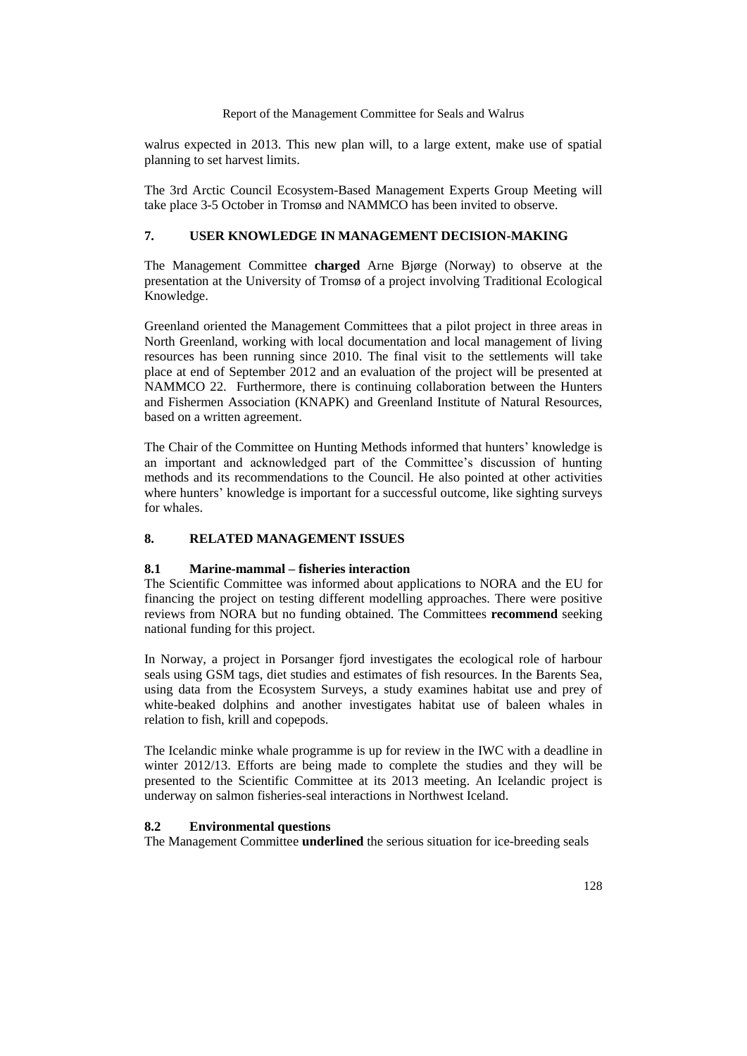walrus expected in 2013. This new plan will, to a large extent, make use of spatial planning to set harvest limits.

The 3rd Arctic Council Ecosystem-Based Management Experts Group Meeting will take place 3-5 October in Tromsø and NAMMCO has been invited to observe.

## 7. USER KNOWLEDGE IN MANAGEMENT DECISION-MAKING

The Management Committee **charged** Arne Bjørge (Norway) to observe at the presentation at the University of Tromsø of a project involving Traditional Ecological Knowledge.

Greenland oriented the Management Committees that a pilot project in three areas in North Greenland, working with local documentation and local management of living resources has been running since 2010. The final visit to the settlements will take place at end of September 2012 and an evaluation of the project will be presented at NAMMCO 22. Furthermore, there is continuing collaboration between the Hunters and Fishermen Association (KNAPK) and Greenland Institute of Natural Resources, based on a written agreement.

The Chair of the Committee on Hunting Methods informed that hunters' knowledge is an important and acknowledged part of the Committee's discussion of hunting methods and its recommendations to the Council. He also pointed at other activities where hunters' knowledge is important for a successful outcome, like sighting surveys for whales.

## 8. RELATED MANAGEMENT ISSUES

### 8.1 Marine-mammal – fisheries interaction

The Scientific Committee was informed about applications to NORA and the EU for financing the project on testing different modelling approaches. There were positive reviews from NORA but no funding obtained. The Committees **recommend** seeking national funding for this project.

In Norway, a project in Porsanger fjord investigates the ecological role of harbour seals using GSM tags, diet studies and estimates of fish resources. In the Barents Sea, using data from the Ecosystem Surveys, a study examines habitat use and prey of white-beaked dolphins and another investigates habitat use of baleen whales in relation to fish, krill and copepods.

The Icelandic minke whale programme is up for review in the IWC with a deadline in winter 2012/13. Efforts are being made to complete the studies and they will be presented to the Scientific Committee at its 2013 meeting. An Icelandic project is underway on salmon fisheries-seal interactions in Northwest Iceland.

### 8.2 Environmental questions

The Management Committee **underlined** the serious situation for ice-breeding seals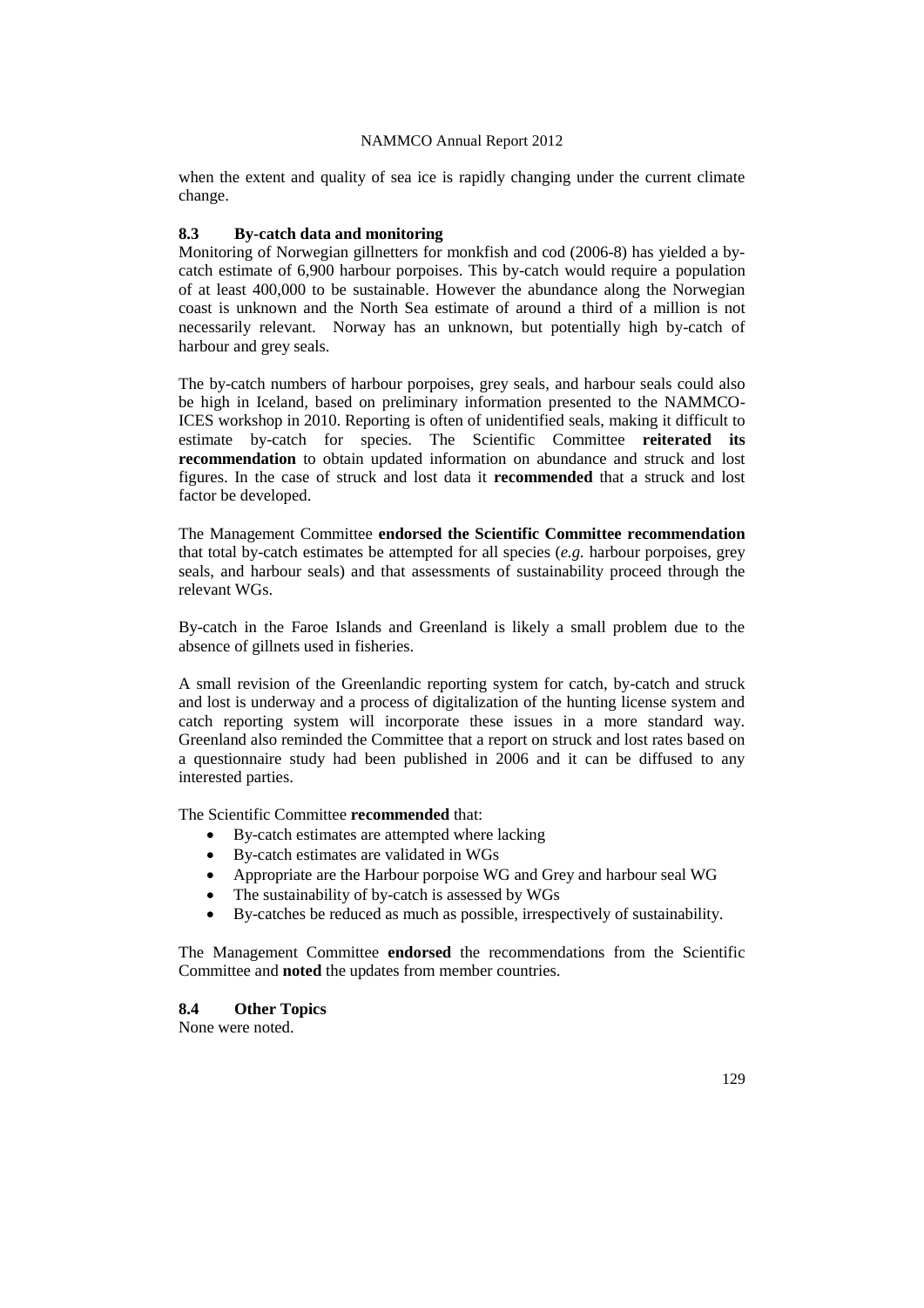when the extent and quality of sea ice is rapidly changing under the current climate change.

### 8.3 By-catch data and monitoring

Monitoring of Norwegian gillnetters for monkfish and cod (2006-8) has yielded a by-catch estimate of 6,900 harbour porpoises. This by-catch would require a population of at least 400,000 to be sustainable. However the abundance along the Norwegian coast is unknown and the North Sea estimate of around a third of a million is not necessarily relevant. Norway has an unknown, but potentially high by-catch of harbour and grey seals.

The by-catch numbers of harbour porpoises, grey seals, and harbour seals could also be high in Iceland, based on preliminary information presented to the NAMMCO-ICES workshop in 2010. Reporting is often of unidentified seals, making it difficult to estimate by-catch for species. The Scientific Committee **reiterated its recommendation** to obtain updated information on abundance and struck and lost figures. In the case of struck and lost data it **recommended** that a struck and lost factor be developed.

The Management Committee **endorsed the Scientific Committee recommendation** that total by-catch estimates be attempted for all species (*e.g.* harbour porpoises, grey seals, and harbour seals) and that assessments of sustainability proceed through the relevant WGs.

By-catch in the Faroe Islands and Greenland is likely a small problem due to the absence of gillnets used in fisheries.

A small revision of the Greenlandic reporting system for catch, by-catch and struck and lost is underway and a process of digitalization of the hunting license system and catch reporting system will incorporate these issues in a more standard way. Greenland also reminded the Committee that a report on struck and lost rates based on a questionnaire study had been published in 2006 and it can be diffused to any interested parties.

The Scientific Committee **recommended** that:

- By-catch estimates are attempted where lacking
- By-catch estimates are validated in WGs
- Appropriate are the Harbour porpoise WG and Grey and harbour seal WG
- The sustainability of by-catch is assessed by WGs
- By-catches be reduced as much as possible, irrespectively of sustainability.

The Management Committee **endorsed** the recommendations from the Scientific Committee and **noted** the updates from member countries.

### 8.4 Other Topics

None were noted.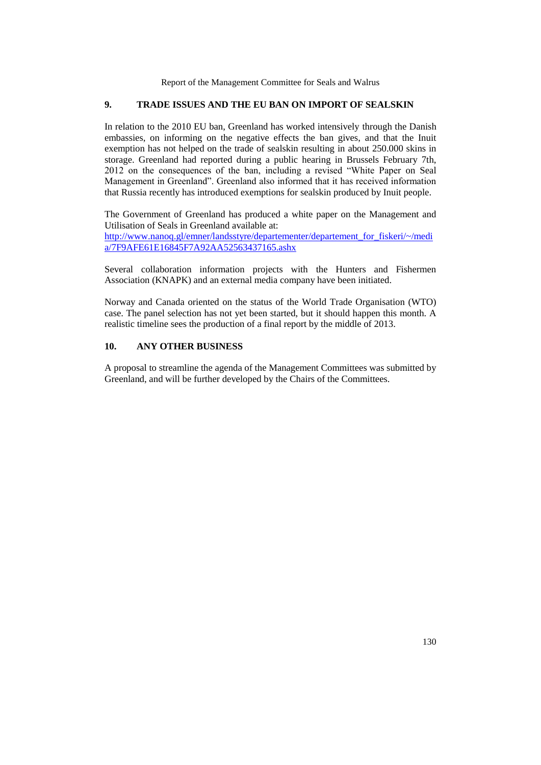## 9. TRADE ISSUES AND THE EU BAN ON IMPORT OF SEALSKIN

In relation to the 2010 EU ban, Greenland has worked intensively through the Danish embassies, on informing on the negative effects the ban gives, and that the Inuit exemption has not helped on the trade of sealskin resulting in about 250.000 skins in storage. Greenland had reported during a public hearing in Brussels February 7th, 2012 on the consequences of the ban, including a revised "White Paper on Seal Management in Greenland". Greenland also informed that it has received information that Russia recently has introduced exemptions for sealskin produced by Inuit people.

The Government of Greenland has produced a white paper on the Management and Utilisation of Seals in Greenland available at:
[http://www.nanoq.gl/emner/landsstyre/departementer/departement_for_fiskeri/~/media/7F9AFE61E16845F7A92AA52563437165.ashx](http://www.nanoq.gl/emner/landsstyre/departementer/departement_for_fiskeri/~/media/7F9AFE61E16845F7A92AA52563437165.ashx)

Several collaboration information projects with the Hunters and Fishermen Association (KNAPK) and an external media company have been initiated.

Norway and Canada oriented on the status of the World Trade Organisation (WTO) case. The panel selection has not yet been started, but it should happen this month. A realistic timeline sees the production of a final report by the middle of 2013.

## 10. ANY OTHER BUSINESS

A proposal to streamline the agenda of the Management Committees was submitted by Greenland, and will be further developed by the Chairs of the Committees.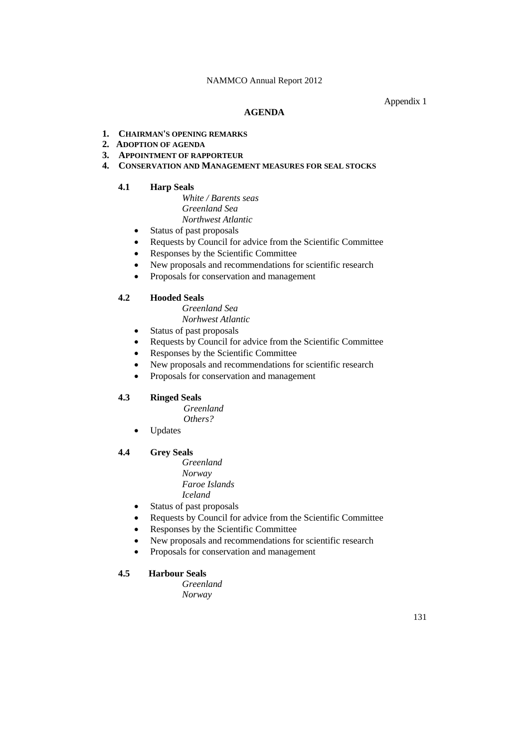Appendix 1

## AGENDA

1. **CHAIRMAN'S OPENING REMARKS**
2. **ADOPTION OF AGENDA**
3. **APPOINTMENT OF RAPPORTEUR**
4. **CONSERVATION AND MANAGEMENT MEASURES FOR SEAL STOCKS**

### 4.1 Harp Seals

*White / Barents seas*
*Greenland Sea*
*Northwest Atlantic*

- Status of past proposals
- Requests by Council for advice from the Scientific Committee
- Responses by the Scientific Committee
- New proposals and recommendations for scientific research
- Proposals for conservation and management

### 4.2 Hooded Seals

*Greenland Sea*
*Norhwest Atlantic*

- Status of past proposals
- Requests by Council for advice from the Scientific Committee
- Responses by the Scientific Committee
- New proposals and recommendations for scientific research
- Proposals for conservation and management

### 4.3 Ringed Seals

*Greenland*
*Others?*

- Updates

### 4.4 Grey Seals

*Greenland*
*Norway*
*Faroe Islands*
*Iceland*

- Status of past proposals
- Requests by Council for advice from the Scientific Committee
- Responses by the Scientific Committee
- New proposals and recommendations for scientific research
- Proposals for conservation and management

### 4.5 Harbour Seals

*Greenland*
*Norway*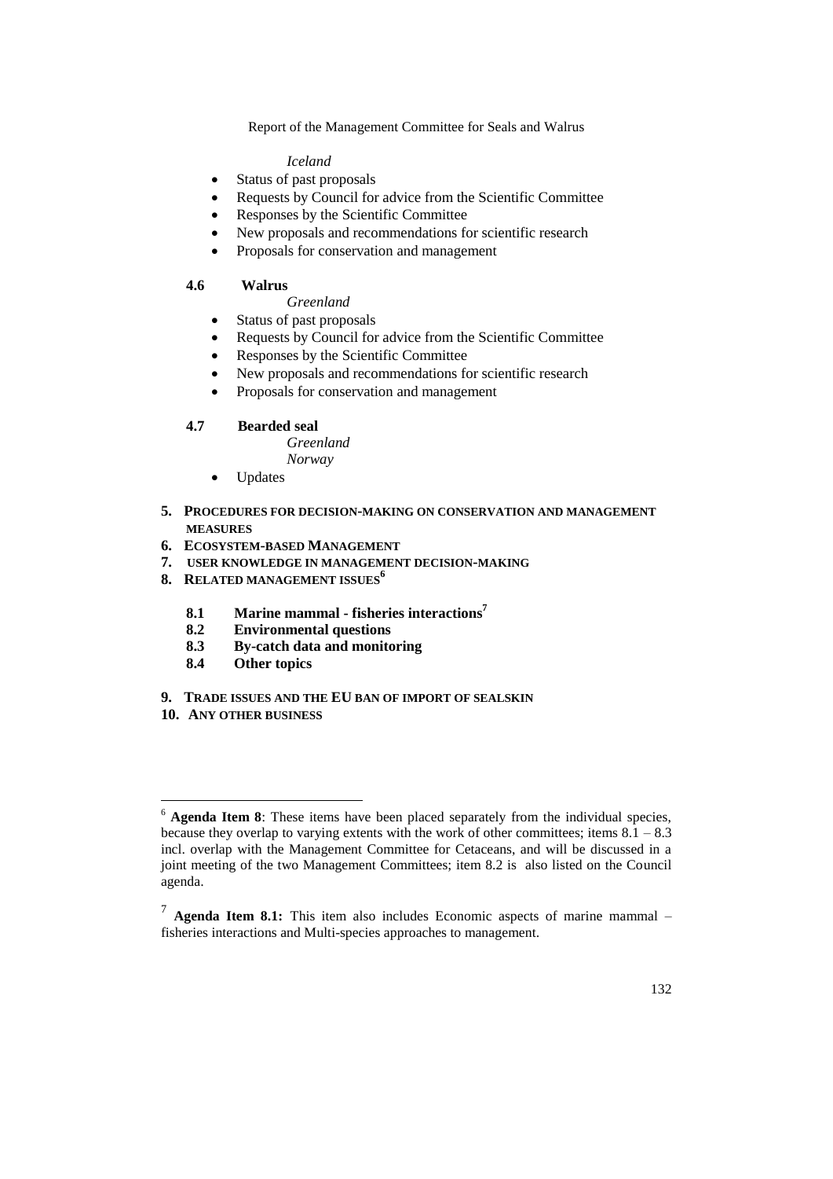*Iceland*

- Status of past proposals
- Requests by Council for advice from the Scientific Committee
- Responses by the Scientific Committee
- New proposals and recommendations for scientific research
- Proposals for conservation and management

**4.6 Walrus**

*Greenland*

- Status of past proposals
- Requests by Council for advice from the Scientific Committee
- Responses by the Scientific Committee
- New proposals and recommendations for scientific research
- Proposals for conservation and management

**4.7 Bearded seal**

*Greenland*

*Norway*

- Updates

**5. PROCEDURES FOR DECISION-MAKING ON CONSERVATION AND MANAGEMENT MEASURES**

**6. ECOSYSTEM-BASED MANAGEMENT**

**7. USER KNOWLEDGE IN MANAGEMENT DECISION-MAKING**

**8. RELATED MANAGEMENT ISSUES[6]**

**8.1 Marine mammal - fisheries interactions[7]**

**8.2 Environmental questions**

**8.3 By-catch data and monitoring**

**8.4 Other topics**

**9. TRADE ISSUES AND THE EU BAN OF IMPORT OF SEALSKIN**

**10. ANY OTHER BUSINESS**

---

[6] **Agenda Item 8**: These items have been placed separately from the individual species, because they overlap to varying extents with the work of other committees; items 8.1 – 8.3 incl. overlap with the Management Committee for Cetaceans, and will be discussed in a joint meeting of the two Management Committees; item 8.2 is also listed on the Council agenda.

[7] **Agenda Item 8.1:** This item also includes Economic aspects of marine mammal – fisheries interactions and Multi-species approaches to management.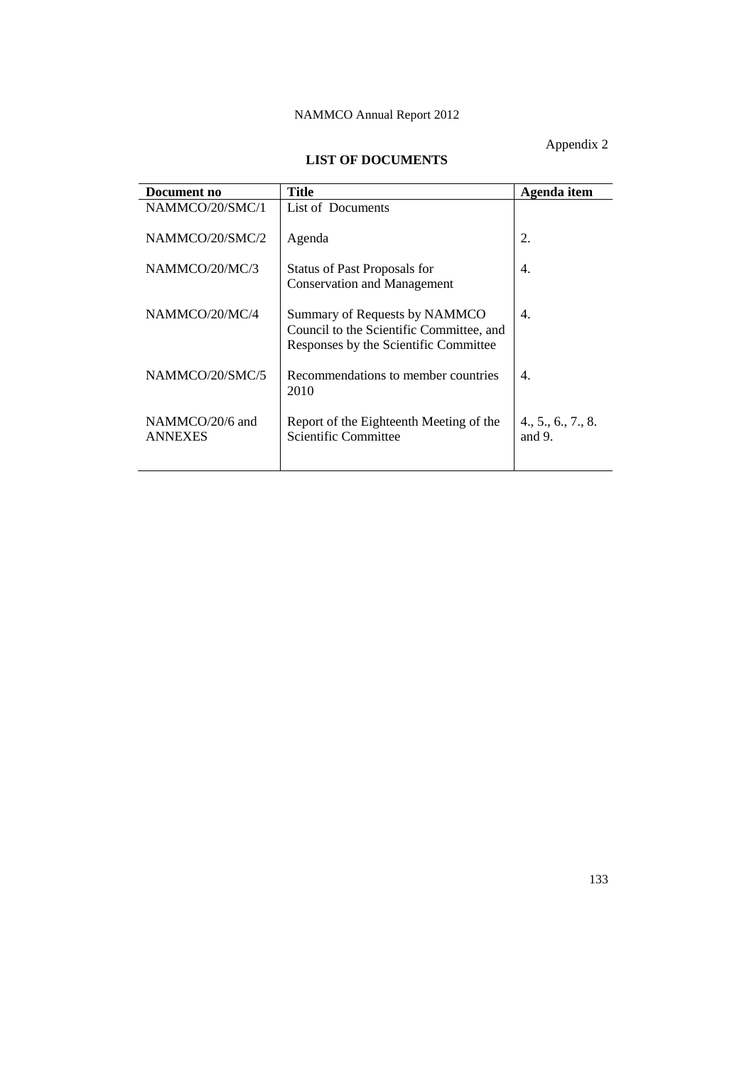Appendix 2

## LIST OF DOCUMENTS

| Document no | Title | Agenda item |
|---|---|---|
| NAMMCO/20/SMC/1 | List of Documents | |
| NAMMCO/20/SMC/2 | Agenda | 2. |
| NAMMCO/20/MC/3 | Status of Past Proposals for Conservation and Management | 4. |
| NAMMCO/20/MC/4 | Summary of Requests by NAMMCO Council to the Scientific Committee, and Responses by the Scientific Committee | 4. |
| NAMMCO/20/SMC/5 | Recommendations to member countries 2010 | 4. |
| NAMMCO/20/6 and ANNEXES | Report of the Eighteenth Meeting of the Scientific Committee | 4., 5., 6., 7., 8. and 9. |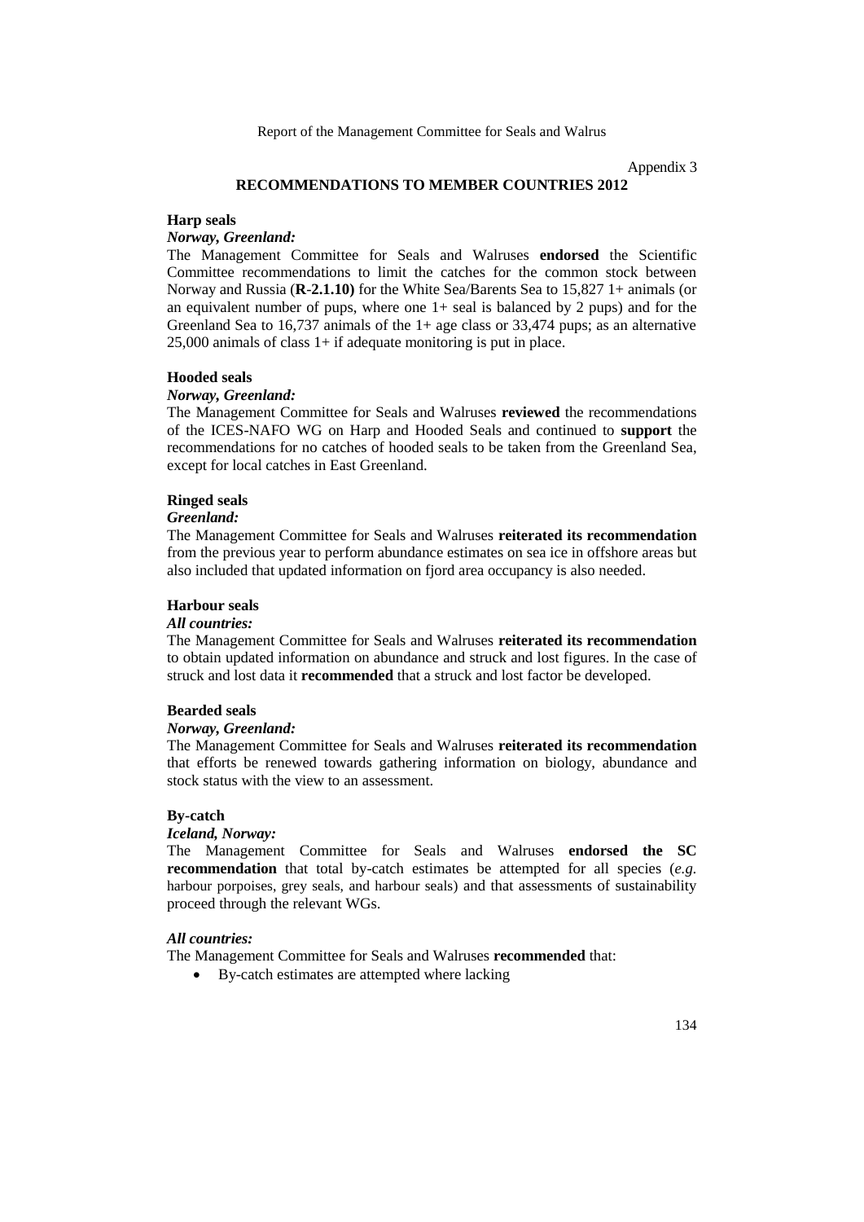Appendix 3

## RECOMMENDATIONS TO MEMBER COUNTRIES 2012

### Harp seals

***Norway, Greenland:***

The Management Committee for Seals and Walruses **endorsed** the Scientific Committee recommendations to limit the catches for the common stock between Norway and Russia (**R-2.1.10)** for the White Sea/Barents Sea to 15,827 1+ animals (or an equivalent number of pups, where one 1+ seal is balanced by 2 pups) and for the Greenland Sea to 16,737 animals of the 1+ age class or 33,474 pups; as an alternative 25,000 animals of class 1+ if adequate monitoring is put in place.

### Hooded seals

***Norway, Greenland:***

The Management Committee for Seals and Walruses **reviewed** the recommendations of the ICES-NAFO WG on Harp and Hooded Seals and continued to **support** the recommendations for no catches of hooded seals to be taken from the Greenland Sea, except for local catches in East Greenland.

### Ringed seals

***Greenland:***

The Management Committee for Seals and Walruses **reiterated its recommendation** from the previous year to perform abundance estimates on sea ice in offshore areas but also included that updated information on fjord area occupancy is also needed.

### Harbour seals

***All countries:***

The Management Committee for Seals and Walruses **reiterated its recommendation** to obtain updated information on abundance and struck and lost figures. In the case of struck and lost data it **recommended** that a struck and lost factor be developed.

### Bearded seals

***Norway, Greenland:***

The Management Committee for Seals and Walruses **reiterated its recommendation** that efforts be renewed towards gathering information on biology, abundance and stock status with the view to an assessment.

### By-catch

***Iceland, Norway:***

The Management Committee for Seals and Walruses **endorsed the SC recommendation** that total by-catch estimates be attempted for all species (*e.g.* harbour porpoises, grey seals, and harbour seals) and that assessments of sustainability proceed through the relevant WGs.

***All countries:***

The Management Committee for Seals and Walruses **recommended** that:

- By-catch estimates are attempted where lacking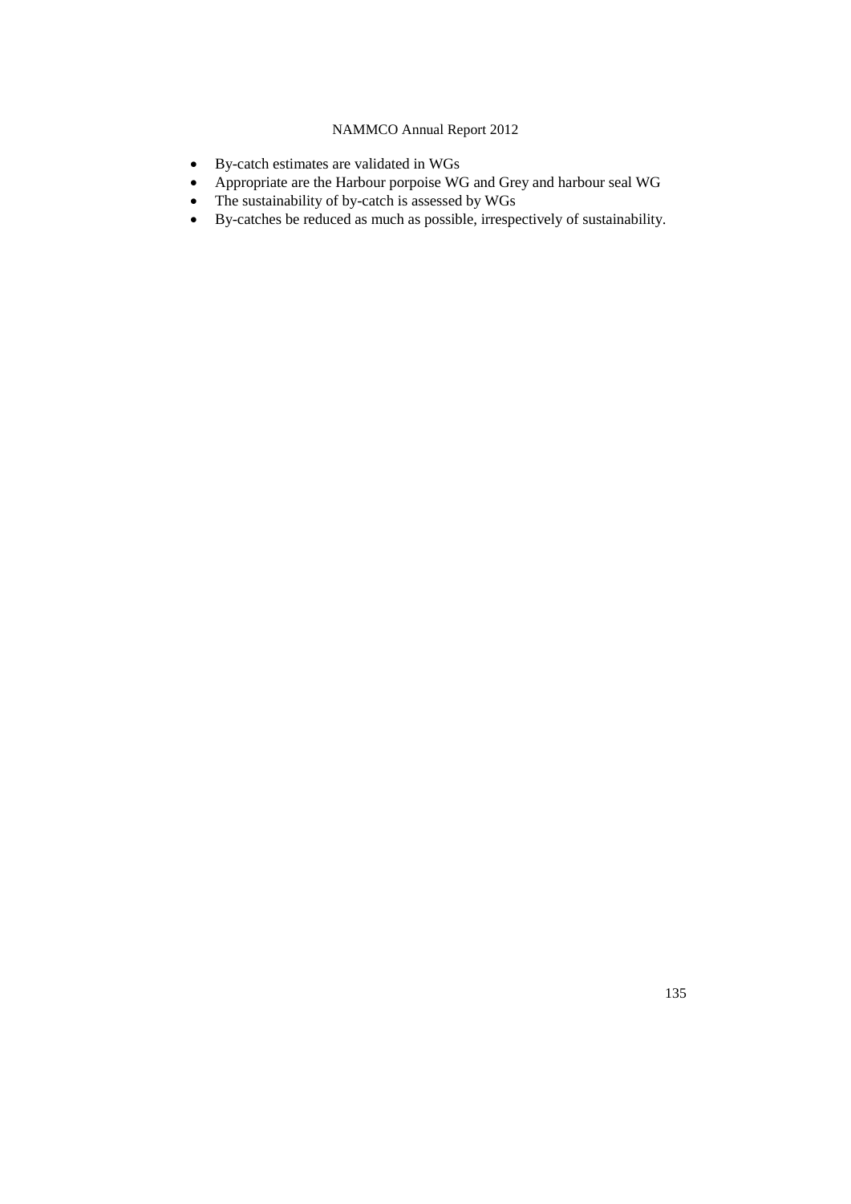- By-catch estimates are validated in WGs
- Appropriate are the Harbour porpoise WG and Grey and harbour seal WG
- The sustainability of by-catch is assessed by WGs
- By-catches be reduced as much as possible, irrespectively of sustainability.